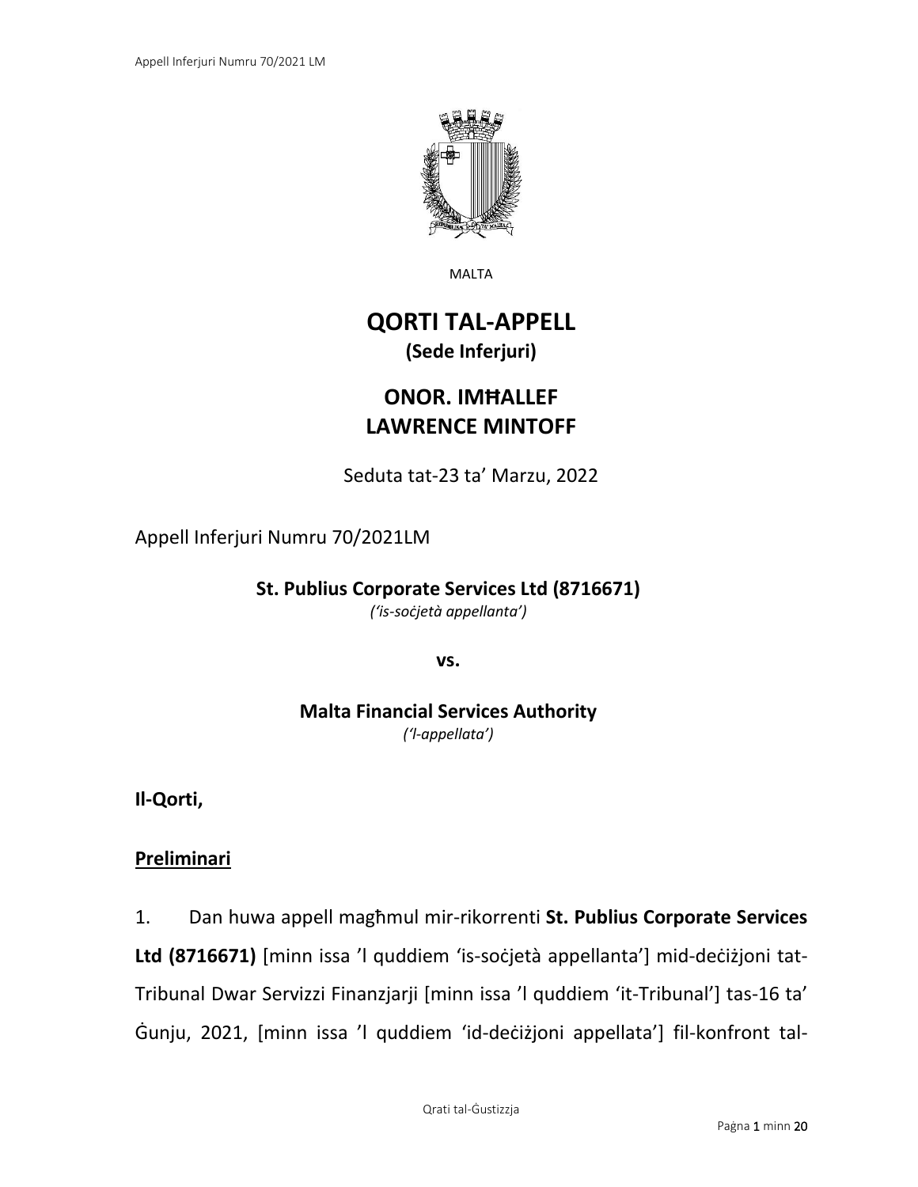MALTA

# QORTI TAL-APPELL

**(Sede Inferjuri)**

## ONOR. IMĦALLEF LAWRENCE MINTOFF

Seduta tat-23 ta' Marzu, 2022

Appell Inferjuri Numru 70/2021LM

**St. Publius Corporate Services Ltd (8716671)**

*('is-soċjetà appellanta')*

**vs.**

**Malta Financial Services Authority**

*('l-appellata')*

**Il-Qorti,**

**Preliminari**

1. Dan huwa appell magħmul mir-rikorrenti **St. Publius Corporate Services Ltd (8716671)** [minn issa 'l quddiem 'is-soċjetà appellanta'] mid-deċiżjoni tat-Tribunal Dwar Servizzi Finanzjarji [minn issa 'l quddiem 'it-Tribunal'] tas-16 ta' Ġunju, 2021, [minn issa 'l quddiem 'id-deċiżjoni appellata'] fil-konfront tal-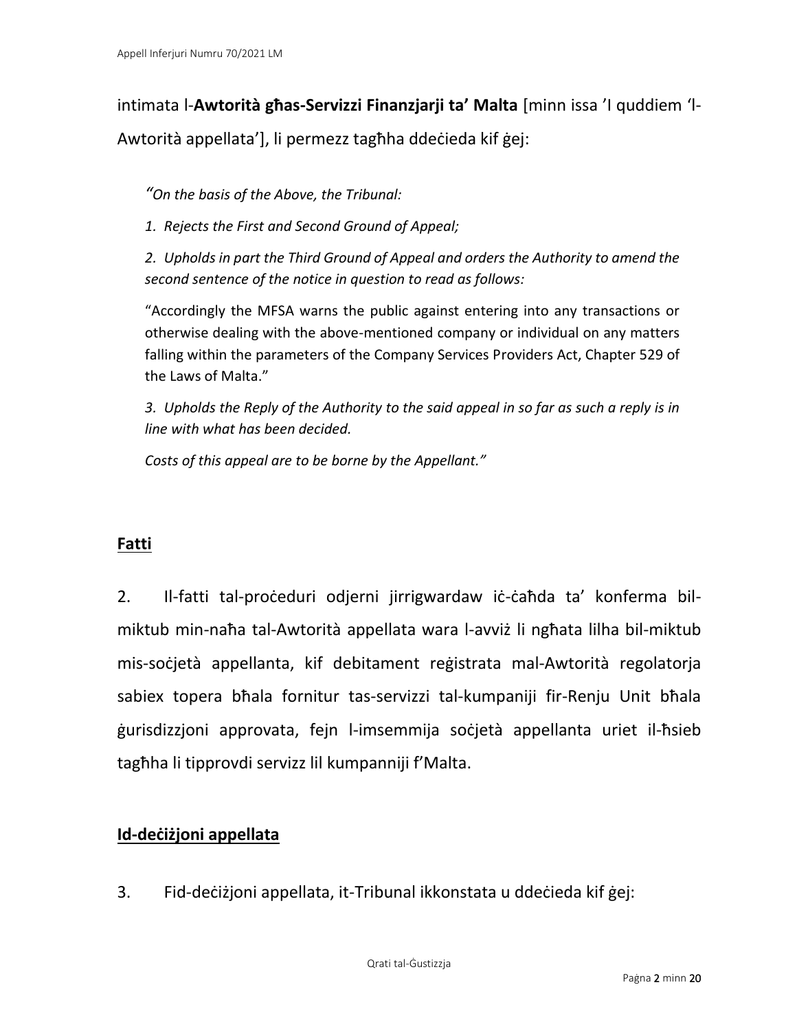intimata l-**Awtorità għas-Servizzi Finanzjarji ta' Malta** [minn issa 'l quddiem 'l-Awtorità appellata'], li permezz tagħha ddeċieda kif ġej:

> *"On the basis of the Above, the Tribunal:*
>
> *1. Rejects the First and Second Ground of Appeal;*
>
> *2. Upholds in part the Third Ground of Appeal and orders the Authority to amend the second sentence of the notice in question to read as follows:*
>
> "Accordingly the MFSA warns the public against entering into any transactions or otherwise dealing with the above-mentioned company or individual on any matters falling within the parameters of the Company Services Providers Act, Chapter 529 of the Laws of Malta."
>
> *3. Upholds the Reply of the Authority to the said appeal in so far as such a reply is in line with what has been decided.*
>
> *Costs of this appeal are to be borne by the Appellant."*

## **Fatti**

2. Il-fatti tal-proċeduri odjerni jirrigwardaw iċ-ċaħda ta' konferma bil-miktub min-naħa tal-Awtorità appellata wara l-avviż li ngħata lilha bil-miktub mis-soċjetà appellanta, kif debitament reġistrata mal-Awtorità regolatorja sabiex topera bħala fornitur tas-servizzi tal-kumpaniji fir-Renju Unit bħala ġurisdizzjoni approvata, fejn l-imsemmija soċjetà appellanta uriet il-ħsieb tagħha li tipprovdi servizz lil kumpanniji f'Malta.

## **Id-deċiżjoni appellata**

3. Fid-deċiżjoni appellata, it-Tribunal ikkonstata u ddeċieda kif ġej: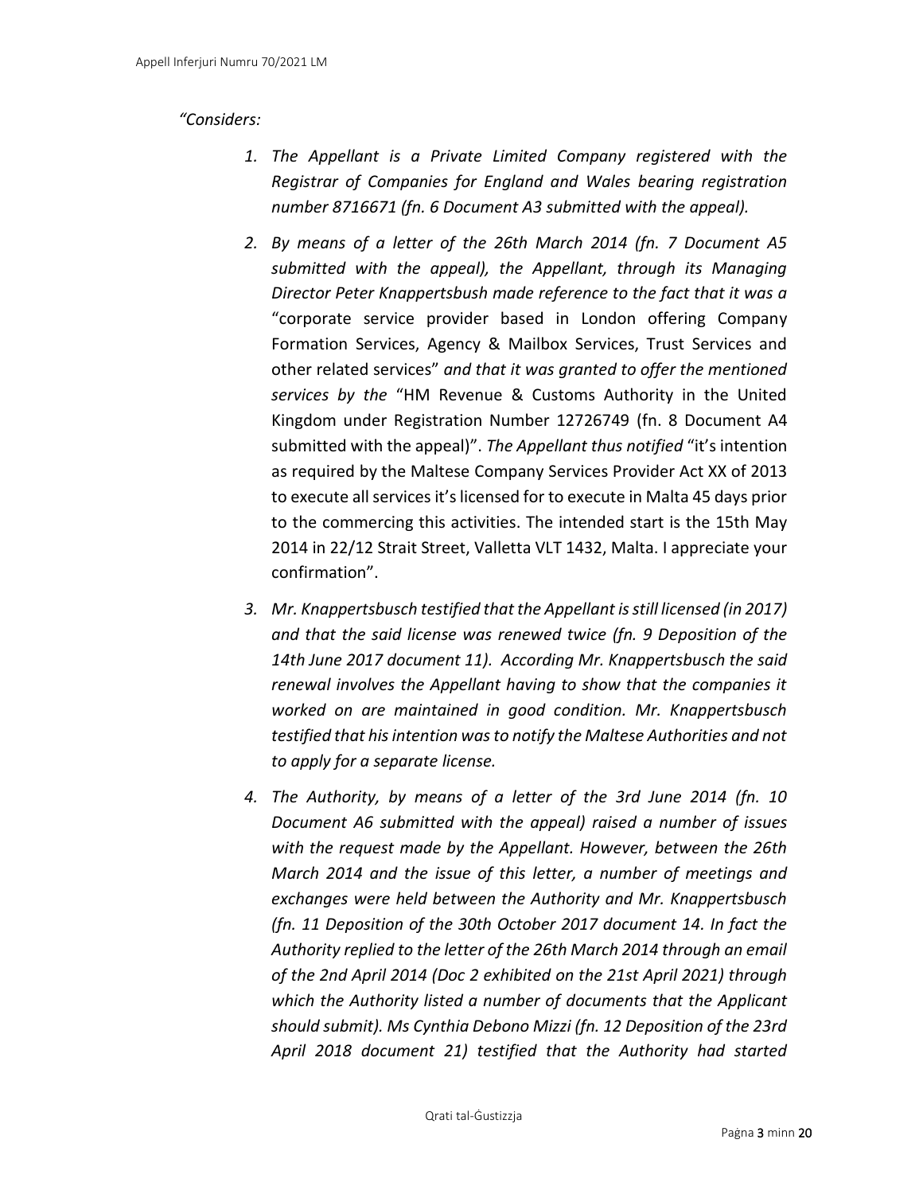*"Considers:*

1. *The Appellant is a Private Limited Company registered with the Registrar of Companies for England and Wales bearing registration number 8716671 (fn. 6 Document A3 submitted with the appeal).*

2. *By means of a letter of the 26th March 2014 (fn. 7 Document A5 submitted with the appeal), the Appellant, through its Managing Director Peter Knappertsbush made reference to the fact that it was a* "corporate service provider based in London offering Company Formation Services, Agency & Mailbox Services, Trust Services and other related services" *and that it was granted to offer the mentioned services by the* "HM Revenue & Customs Authority in the United Kingdom under Registration Number 12726749 (fn. 8 Document A4 submitted with the appeal)". *The Appellant thus notified* "it's intention as required by the Maltese Company Services Provider Act XX of 2013 to execute all services it's licensed for to execute in Malta 45 days prior to the commercing this activities. The intended start is the 15th May 2014 in 22/12 Strait Street, Valletta VLT 1432, Malta. I appreciate your confirmation".

3. *Mr. Knappertsbusch testified that the Appellant is still licensed (in 2017) and that the said license was renewed twice (fn. 9 Deposition of the 14th June 2017 document 11). According Mr. Knappertsbusch the said renewal involves the Appellant having to show that the companies it worked on are maintained in good condition. Mr. Knappertsbusch testified that his intention was to notify the Maltese Authorities and not to apply for a separate license.*

4. *The Authority, by means of a letter of the 3rd June 2014 (fn. 10 Document A6 submitted with the appeal) raised a number of issues with the request made by the Appellant. However, between the 26th March 2014 and the issue of this letter, a number of meetings and exchanges were held between the Authority and Mr. Knappertsbusch (fn. 11 Deposition of the 30th October 2017 document 14. In fact the Authority replied to the letter of the 26th March 2014 through an email of the 2nd April 2014 (Doc 2 exhibited on the 21st April 2021) through which the Authority listed a number of documents that the Applicant should submit). Ms Cynthia Debono Mizzi (fn. 12 Deposition of the 23rd April 2018 document 21) testified that the Authority had started*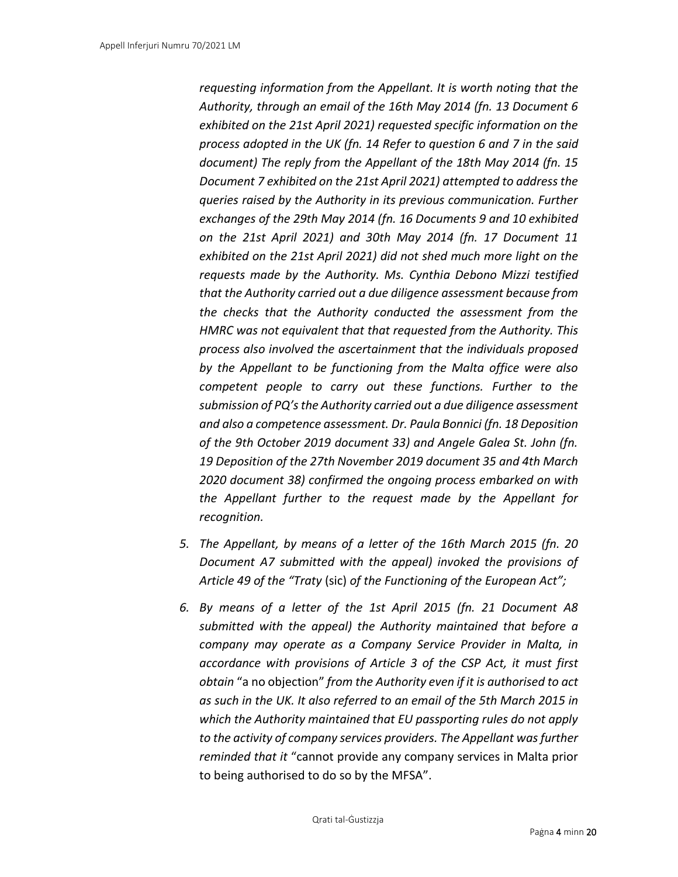*requesting information from the Appellant. It is worth noting that the Authority, through an email of the 16th May 2014 (fn. 13 Document 6 exhibited on the 21st April 2021) requested specific information on the process adopted in the UK (fn. 14 Refer to question 6 and 7 in the said document) The reply from the Appellant of the 18th May 2014 (fn. 15 Document 7 exhibited on the 21st April 2021) attempted to address the queries raised by the Authority in its previous communication. Further exchanges of the 29th May 2014 (fn. 16 Documents 9 and 10 exhibited on the 21st April 2021) and 30th May 2014 (fn. 17 Document 11 exhibited on the 21st April 2021) did not shed much more light on the requests made by the Authority. Ms. Cynthia Debono Mizzi testified that the Authority carried out a due diligence assessment because from the checks that the Authority conducted the assessment from the HMRC was not equivalent that that requested from the Authority. This process also involved the ascertainment that the individuals proposed by the Appellant to be functioning from the Malta office were also competent people to carry out these functions. Further to the submission of PQ's the Authority carried out a due diligence assessment and also a competence assessment. Dr. Paula Bonnici (fn. 18 Deposition of the 9th October 2019 document 33) and Angele Galea St. John (fn. 19 Deposition of the 27th November 2019 document 35 and 4th March 2020 document 38) confirmed the ongoing process embarked on with the Appellant further to the request made by the Appellant for recognition.*

5. *The Appellant, by means of a letter of the 16th March 2015 (fn. 20 Document A7 submitted with the appeal) invoked the provisions of Article 49 of the "Traty* (sic) *of the Functioning of the European Act";*

6. *By means of a letter of the 1st April 2015 (fn. 21 Document A8 submitted with the appeal) the Authority maintained that before a company may operate as a Company Service Provider in Malta, in accordance with provisions of Article 3 of the CSP Act, it must first obtain* "a no objection" *from the Authority even if it is authorised to act as such in the UK. It also referred to an email of the 5th March 2015 in which the Authority maintained that EU passporting rules do not apply to the activity of company services providers. The Appellant was further reminded that it* "cannot provide any company services in Malta prior to being authorised to do so by the MFSA".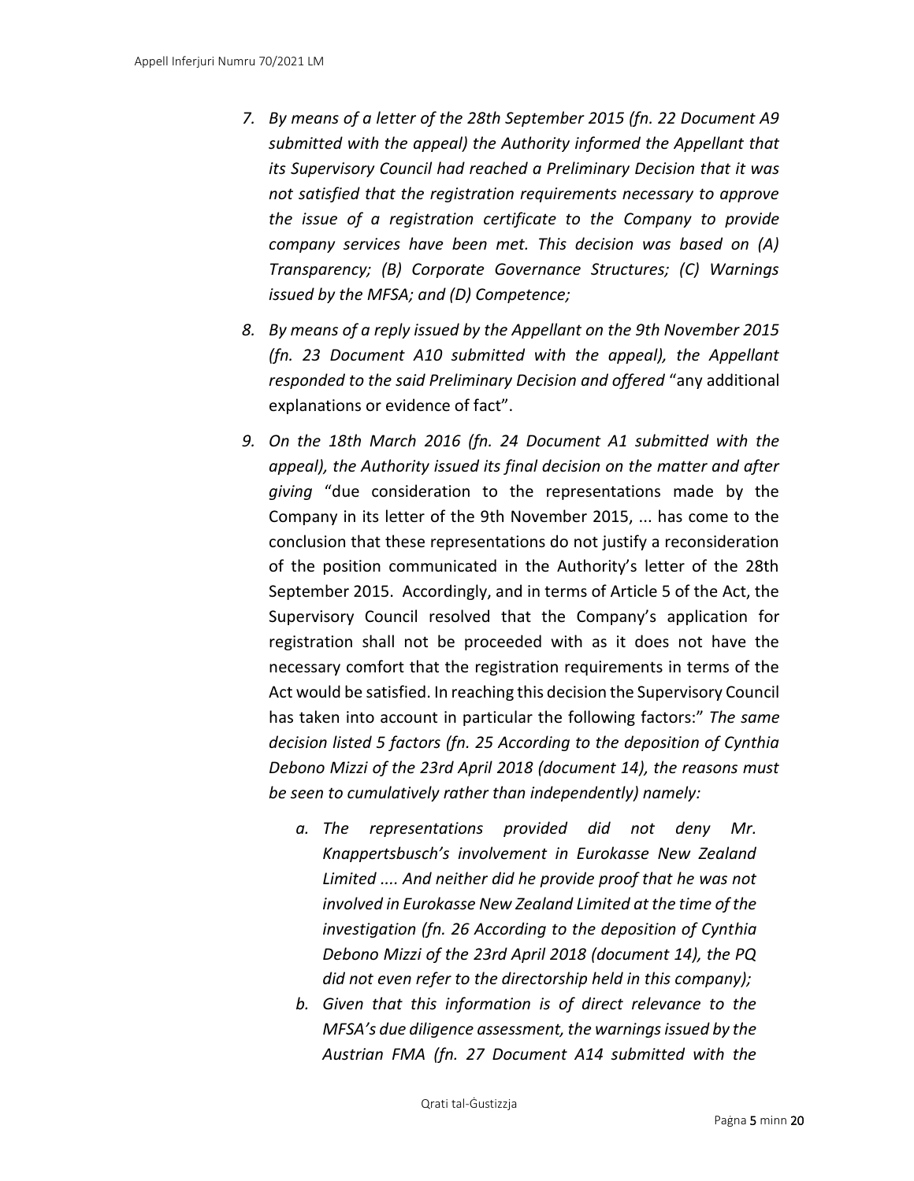7. *By means of a letter of the 28th September 2015 (fn. 22 Document A9 submitted with the appeal) the Authority informed the Appellant that its Supervisory Council had reached a Preliminary Decision that it was not satisfied that the registration requirements necessary to approve the issue of a registration certificate to the Company to provide company services have been met. This decision was based on (A) Transparency; (B) Corporate Governance Structures; (C) Warnings issued by the MFSA; and (D) Competence;*

8. *By means of a reply issued by the Appellant on the 9th November 2015 (fn. 23 Document A10 submitted with the appeal), the Appellant responded to the said Preliminary Decision and offered* "any additional explanations or evidence of fact".

9. *On the 18th March 2016 (fn. 24 Document A1 submitted with the appeal), the Authority issued its final decision on the matter and after giving* "due consideration to the representations made by the Company in its letter of the 9th November 2015, ... has come to the conclusion that these representations do not justify a reconsideration of the position communicated in the Authority's letter of the 28th September 2015. Accordingly, and in terms of Article 5 of the Act, the Supervisory Council resolved that the Company's application for registration shall not be proceeded with as it does not have the necessary comfort that the registration requirements in terms of the Act would be satisfied. In reaching this decision the Supervisory Council has taken into account in particular the following factors:" *The same decision listed 5 factors (fn. 25 According to the deposition of Cynthia Debono Mizzi of the 23rd April 2018 (document 14), the reasons must be seen to cumulatively rather than independently) namely:*

   a. *The representations provided did not deny Mr. Knappertsbusch's involvement in Eurokasse New Zealand Limited .... And neither did he provide proof that he was not involved in Eurokasse New Zealand Limited at the time of the investigation (fn. 26 According to the deposition of Cynthia Debono Mizzi of the 23rd April 2018 (document 14), the PQ did not even refer to the directorship held in this company);*
   
   b. *Given that this information is of direct relevance to the MFSA's due diligence assessment, the warnings issued by the Austrian FMA (fn. 27 Document A14 submitted with the*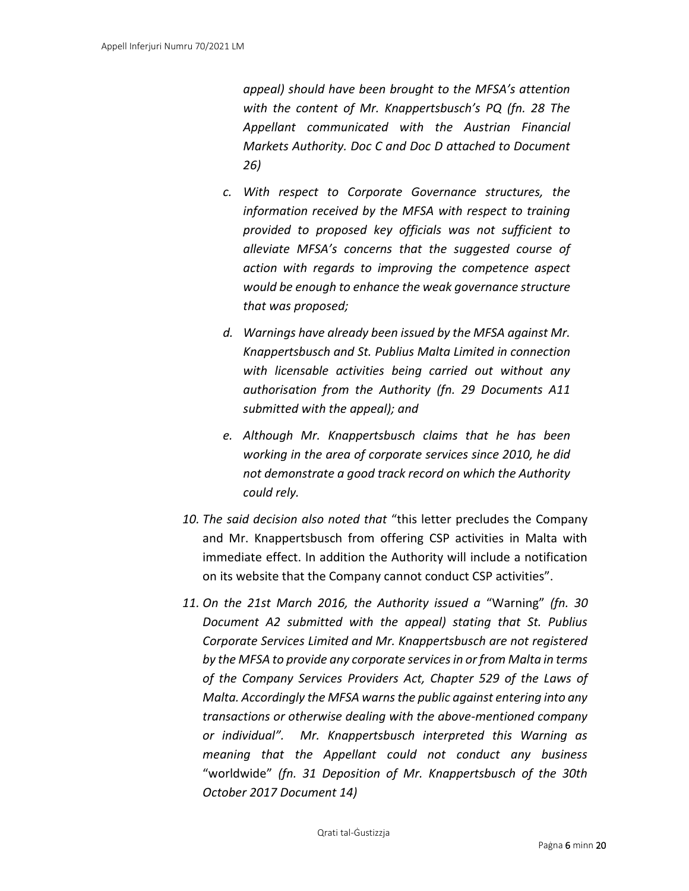*appeal) should have been brought to the MFSA's attention with the content of Mr. Knappertsbusch's PQ (fn. 28 The Appellant communicated with the Austrian Financial Markets Authority. Doc C and Doc D attached to Document 26)*

   c. *With respect to Corporate Governance structures, the information received by the MFSA with respect to training provided to proposed key officials was not sufficient to alleviate MFSA's concerns that the suggested course of action with regards to improving the competence aspect would be enough to enhance the weak governance structure that was proposed;*

   d. *Warnings have already been issued by the MFSA against Mr. Knappertsbusch and St. Publius Malta Limited in connection with licensable activities being carried out without any authorisation from the Authority (fn. 29 Documents A11 submitted with the appeal); and*

   e. *Although Mr. Knappertsbusch claims that he has been working in the area of corporate services since 2010, he did not demonstrate a good track record on which the Authority could rely.*

10. *The said decision also noted that* "this letter precludes the Company and Mr. Knappertsbusch from offering CSP activities in Malta with immediate effect. In addition the Authority will include a notification on its website that the Company cannot conduct CSP activities".

11. *On the 21st March 2016, the Authority issued a* "Warning" *(fn. 30 Document A2 submitted with the appeal) stating that St. Publius Corporate Services Limited and Mr. Knappertsbusch are not registered by the MFSA to provide any corporate services in or from Malta in terms of the Company Services Providers Act, Chapter 529 of the Laws of Malta. Accordingly the MFSA warns the public against entering into any transactions or otherwise dealing with the above-mentioned company or individual". Mr. Knappertsbusch interpreted this Warning as meaning that the Appellant could not conduct any business* "worldwide" *(fn. 31 Deposition of Mr. Knappertsbusch of the 30th October 2017 Document 14)*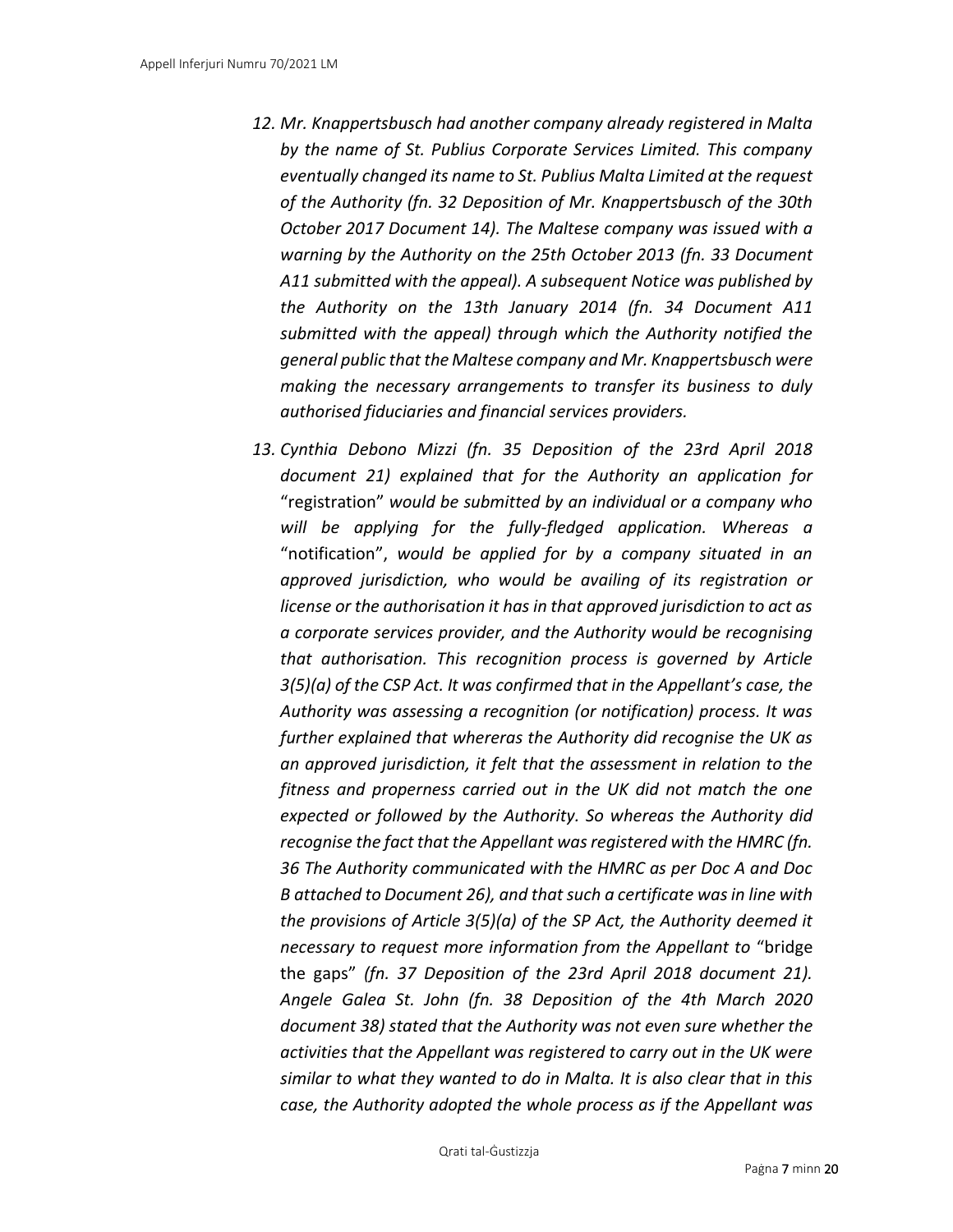12. *Mr. Knappertsbusch had another company already registered in Malta by the name of St. Publius Corporate Services Limited. This company eventually changed its name to St. Publius Malta Limited at the request of the Authority (fn. 32 Deposition of Mr. Knappertsbusch of the 30th October 2017 Document 14). The Maltese company was issued with a warning by the Authority on the 25th October 2013 (fn. 33 Document A11 submitted with the appeal). A subsequent Notice was published by the Authority on the 13th January 2014 (fn. 34 Document A11 submitted with the appeal) through which the Authority notified the general public that the Maltese company and Mr. Knappertsbusch were making the necessary arrangements to transfer its business to duly authorised fiduciaries and financial services providers.*

13. *Cynthia Debono Mizzi (fn. 35 Deposition of the 23rd April 2018 document 21) explained that for the Authority an application for* "registration" *would be submitted by an individual or a company who will be applying for the fully-fledged application. Whereas a* "notification", *would be applied for by a company situated in an approved jurisdiction, who would be availing of its registration or license or the authorisation it has in that approved jurisdiction to act as a corporate services provider, and the Authority would be recognising that authorisation. This recognition process is governed by Article 3(5)(a) of the CSP Act. It was confirmed that in the Appellant's case, the Authority was assessing a recognition (or notification) process. It was further explained that whereras the Authority did recognise the UK as an approved jurisdiction, it felt that the assessment in relation to the fitness and properness carried out in the UK did not match the one expected or followed by the Authority. So whereas the Authority did recognise the fact that the Appellant was registered with the HMRC (fn. 36 The Authority communicated with the HMRC as per Doc A and Doc B attached to Document 26), and that such a certificate was in line with the provisions of Article 3(5)(a) of the SP Act, the Authority deemed it necessary to request more information from the Appellant to* "bridge the gaps" *(fn. 37 Deposition of the 23rd April 2018 document 21). Angele Galea St. John (fn. 38 Deposition of the 4th March 2020 document 38) stated that the Authority was not even sure whether the activities that the Appellant was registered to carry out in the UK were similar to what they wanted to do in Malta. It is also clear that in this case, the Authority adopted the whole process as if the Appellant was*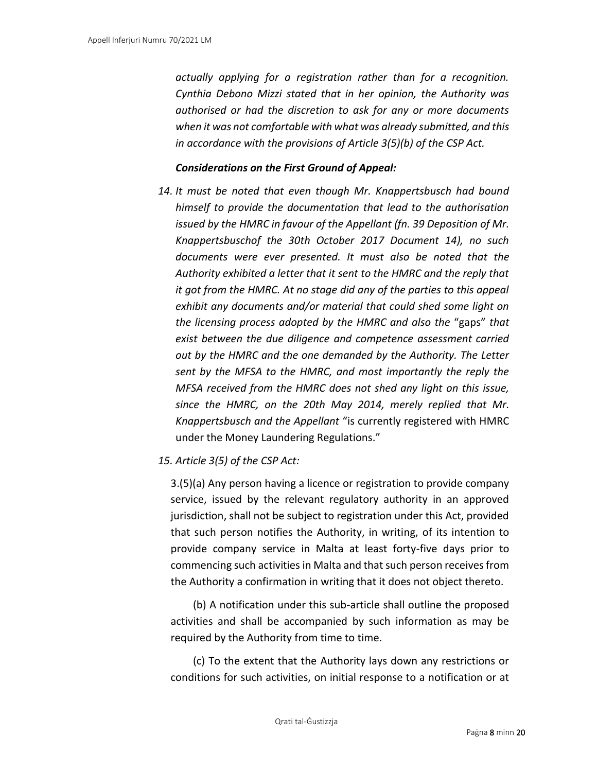*actually applying for a registration rather than for a recognition. Cynthia Debono Mizzi stated that in her opinion, the Authority was authorised or had the discretion to ask for any or more documents when it was not comfortable with what was already submitted, and this in accordance with the provisions of Article 3(5)(b) of the CSP Act.*

***Considerations on the First Ground of Appeal:***

14. *It must be noted that even though Mr. Knappertsbusch had bound himself to provide the documentation that lead to the authorisation issued by the HMRC in favour of the Appellant (fn. 39 Deposition of Mr. Knappertsbuschof the 30th October 2017 Document 14), no such documents were ever presented. It must also be noted that the Authority exhibited a letter that it sent to the HMRC and the reply that it got from the HMRC. At no stage did any of the parties to this appeal exhibit any documents and/or material that could shed some light on the licensing process adopted by the HMRC and also the* "gaps" *that exist between the due diligence and competence assessment carried out by the HMRC and the one demanded by the Authority. The Letter sent by the MFSA to the HMRC, and most importantly the reply the MFSA received from the HMRC does not shed any light on this issue, since the HMRC, on the 20th May 2014, merely replied that Mr. Knappertsbusch and the Appellant* "is currently registered with HMRC under the Money Laundering Regulations."

15. *Article 3(5) of the CSP Act:*

3.(5)(a) Any person having a licence or registration to provide company service, issued by the relevant regulatory authority in an approved jurisdiction, shall not be subject to registration under this Act, provided that such person notifies the Authority, in writing, of its intention to provide company service in Malta at least forty-five days prior to commencing such activities in Malta and that such person receives from the Authority a confirmation in writing that it does not object thereto.

(b) A notification under this sub-article shall outline the proposed activities and shall be accompanied by such information as may be required by the Authority from time to time.

(c) To the extent that the Authority lays down any restrictions or conditions for such activities, on initial response to a notification or at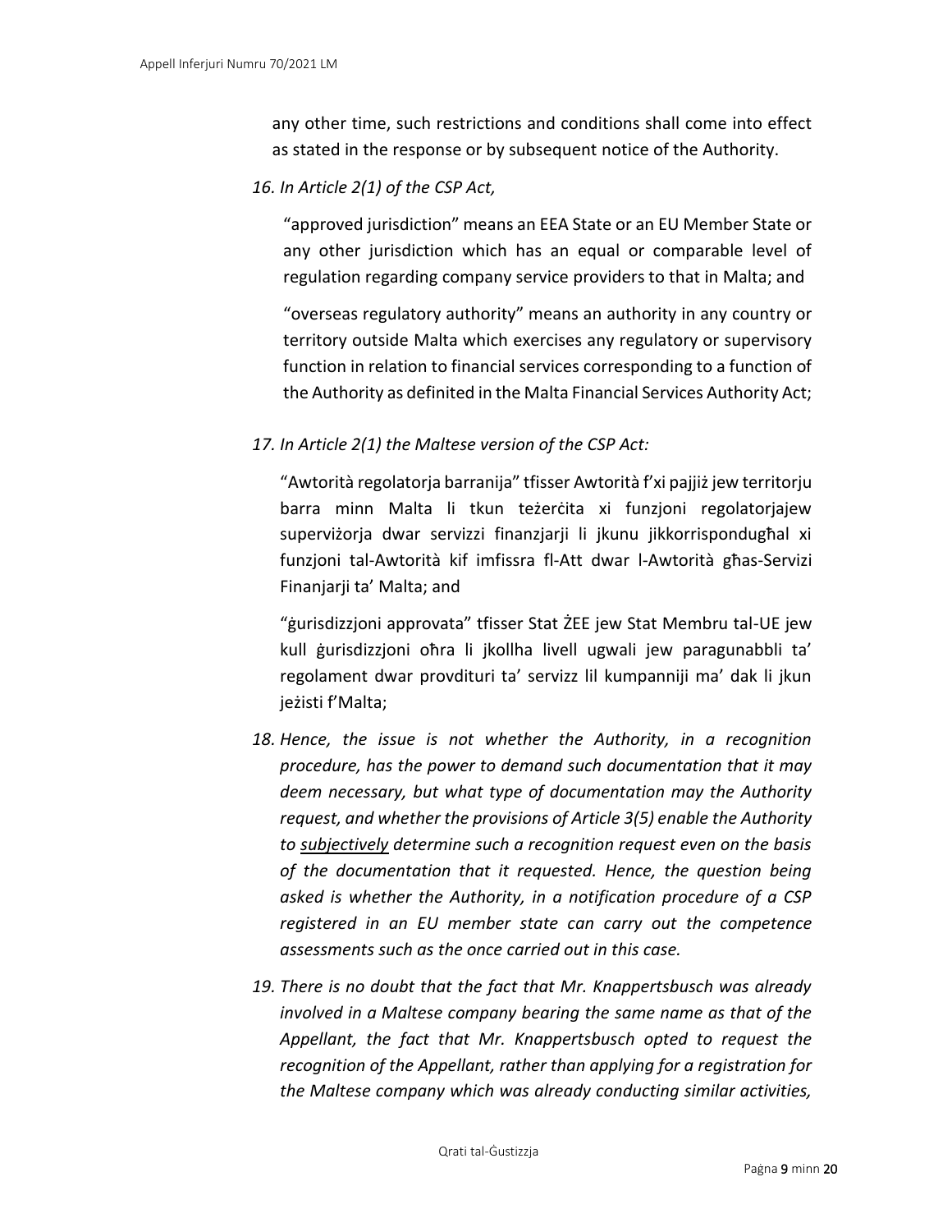any other time, such restrictions and conditions shall come into effect as stated in the response or by subsequent notice of the Authority.

*16. In Article 2(1) of the CSP Act,*

"approved jurisdiction" means an EEA State or an EU Member State or any other jurisdiction which has an equal or comparable level of regulation regarding company service providers to that in Malta; and

"overseas regulatory authority" means an authority in any country or territory outside Malta which exercises any regulatory or supervisory function in relation to financial services corresponding to a function of the Authority as definited in the Malta Financial Services Authority Act;

*17. In Article 2(1) the Maltese version of the CSP Act:*

"Awtorità regolatorja barranija" tfisser Awtorità f'xi pajjiż jew territorju barra minn Malta li tkun teżerċita xi funzjoni regolatorjajew superviżorja dwar servizzi finanzjarji li jkunu jikkorrispondugħal xi funzjoni tal-Awtorità kif imfissra fl-Att dwar l-Awtorità għas-Servizi Finanjarji ta' Malta; and

"ġurisdizzjoni approvata" tfisser Stat ŻEE jew Stat Membru tal-UE jew kull ġurisdizzjoni oħra li jkollha livell ugwali jew paragunabbli ta' regolament dwar provdituri ta' servizz lil kumpanniji ma' dak li jkun jeżisti f'Malta;

*18. Hence, the issue is not whether the Authority, in a recognition procedure, has the power to demand such documentation that it may deem necessary, but what type of documentation may the Authority request, and whether the provisions of Article 3(5) enable the Authority to <u>subjectively</u> determine such a recognition request even on the basis of the documentation that it requested. Hence, the question being asked is whether the Authority, in a notification procedure of a CSP registered in an EU member state can carry out the competence assessments such as the once carried out in this case.*

*19. There is no doubt that the fact that Mr. Knappertsbusch was already involved in a Maltese company bearing the same name as that of the Appellant, the fact that Mr. Knappertsbusch opted to request the recognition of the Appellant, rather than applying for a registration for the Maltese company which was already conducting similar activities,*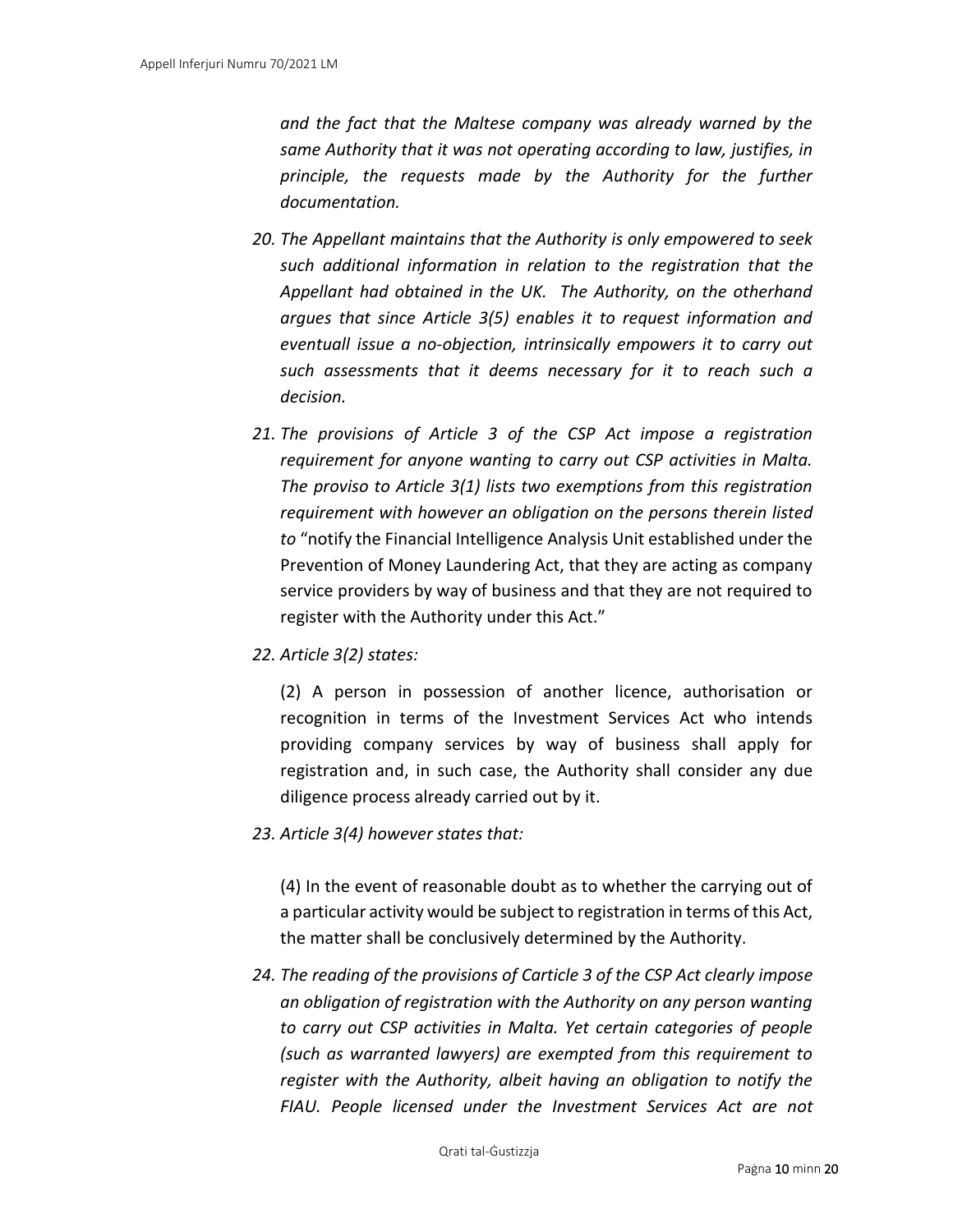*and the fact that the Maltese company was already warned by the same Authority that it was not operating according to law, justifies, in principle, the requests made by the Authority for the further documentation.*

20. *The Appellant maintains that the Authority is only empowered to seek such additional information in relation to the registration that the Appellant had obtained in the UK. The Authority, on the otherhand argues that since Article 3(5) enables it to request information and eventuall issue a no-objection, intrinsically empowers it to carry out such assessments that it deems necessary for it to reach such a decision.*

21. *The provisions of Article 3 of the CSP Act impose a registration requirement for anyone wanting to carry out CSP activities in Malta. The proviso to Article 3(1) lists two exemptions from this registration requirement with however an obligation on the persons therein listed to* "notify the Financial Intelligence Analysis Unit established under the Prevention of Money Laundering Act, that they are acting as company service providers by way of business and that they are not required to register with the Authority under this Act."

22. *Article 3(2) states:*

    (2) A person in possession of another licence, authorisation or recognition in terms of the Investment Services Act who intends providing company services by way of business shall apply for registration and, in such case, the Authority shall consider any due diligence process already carried out by it.

23. *Article 3(4) however states that:*

    (4) In the event of reasonable doubt as to whether the carrying out of a particular activity would be subject to registration in terms of this Act, the matter shall be conclusively determined by the Authority.

24. *The reading of the provisions of Carticle 3 of the CSP Act clearly impose an obligation of registration with the Authority on any person wanting to carry out CSP activities in Malta. Yet certain categories of people (such as warranted lawyers) are exempted from this requirement to register with the Authority, albeit having an obligation to notify the FIAU. People licensed under the Investment Services Act are not*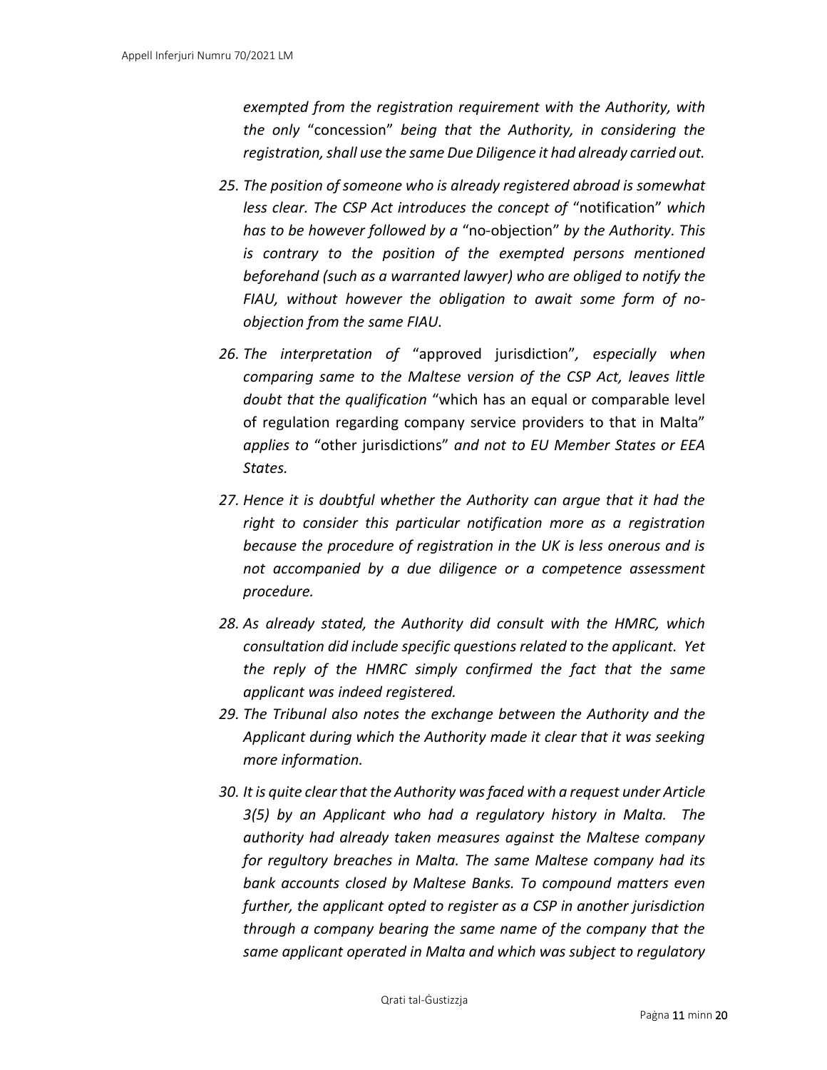*exempted from the registration requirement with the Authority, with the only* "concession" *being that the Authority, in considering the registration, shall use the same Due Diligence it had already carried out.*

25. *The position of someone who is already registered abroad is somewhat less clear. The CSP Act introduces the concept of* "notification" *which has to be however followed by a* "no-objection" *by the Authority. This is contrary to the position of the exempted persons mentioned beforehand (such as a warranted lawyer) who are obliged to notify the FIAU, without however the obligation to await some form of no-objection from the same FIAU.*

26. *The interpretation of* "approved jurisdiction", *especially when comparing same to the Maltese version of the CSP Act, leaves little doubt that the qualification* "which has an equal or comparable level of regulation regarding company service providers to that in Malta" *applies to* "other jurisdictions" *and not to EU Member States or EEA States.*

27. *Hence it is doubtful whether the Authority can argue that it had the right to consider this particular notification more as a registration because the procedure of registration in the UK is less onerous and is not accompanied by a due diligence or a competence assessment procedure.*

28. *As already stated, the Authority did consult with the HMRC, which consultation did include specific questions related to the applicant. Yet the reply of the HMRC simply confirmed the fact that the same applicant was indeed registered.*

29. *The Tribunal also notes the exchange between the Authority and the Applicant during which the Authority made it clear that it was seeking more information.*

30. *It is quite clear that the Authority was faced with a request under Article 3(5) by an Applicant who had a regulatory history in Malta. The authority had already taken measures against the Maltese company for regultory breaches in Malta. The same Maltese company had its bank accounts closed by Maltese Banks. To compound matters even further, the applicant opted to register as a CSP in another jurisdiction through a company bearing the same name of the company that the same applicant operated in Malta and which was subject to regulatory*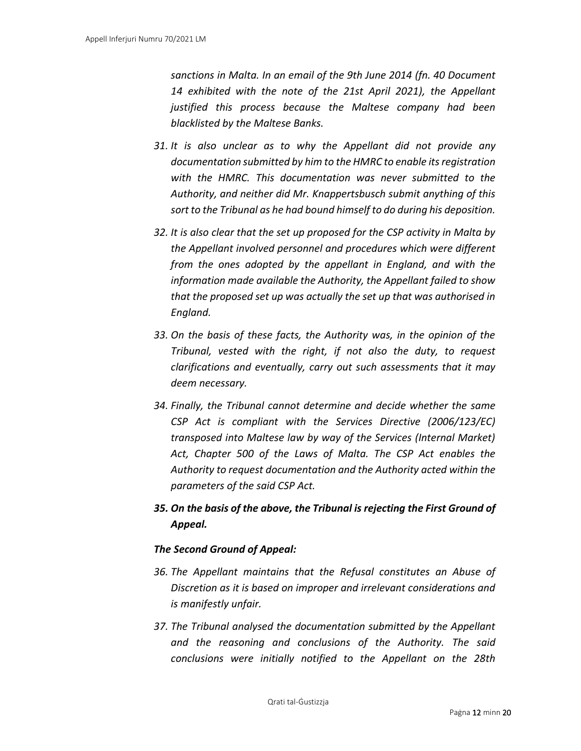*sanctions in Malta. In an email of the 9th June 2014 (fn. 40 Document 14 exhibited with the note of the 21st April 2021), the Appellant justified this process because the Maltese company had been blacklisted by the Maltese Banks.*

31. *It is also unclear as to why the Appellant did not provide any documentation submitted by him to the HMRC to enable its registration with the HMRC. This documentation was never submitted to the Authority, and neither did Mr. Knappertsbusch submit anything of this sort to the Tribunal as he had bound himself to do during his deposition.*

32. *It is also clear that the set up proposed for the CSP activity in Malta by the Appellant involved personnel and procedures which were different from the ones adopted by the appellant in England, and with the information made available the Authority, the Appellant failed to show that the proposed set up was actually the set up that was authorised in England.*

33. *On the basis of these facts, the Authority was, in the opinion of the Tribunal, vested with the right, if not also the duty, to request clarifications and eventually, carry out such assessments that it may deem necessary.*

34. *Finally, the Tribunal cannot determine and decide whether the same CSP Act is compliant with the Services Directive (2006/123/EC) transposed into Maltese law by way of the Services (Internal Market) Act, Chapter 500 of the Laws of Malta. The CSP Act enables the Authority to request documentation and the Authority acted within the parameters of the said CSP Act.*

35. ***On the basis of the above, the Tribunal is rejecting the First Ground of Appeal.***

***The Second Ground of Appeal:***

36. *The Appellant maintains that the Refusal constitutes an Abuse of Discretion as it is based on improper and irrelevant considerations and is manifestly unfair.*

37. *The Tribunal analysed the documentation submitted by the Appellant and the reasoning and conclusions of the Authority. The said conclusions were initially notified to the Appellant on the 28th*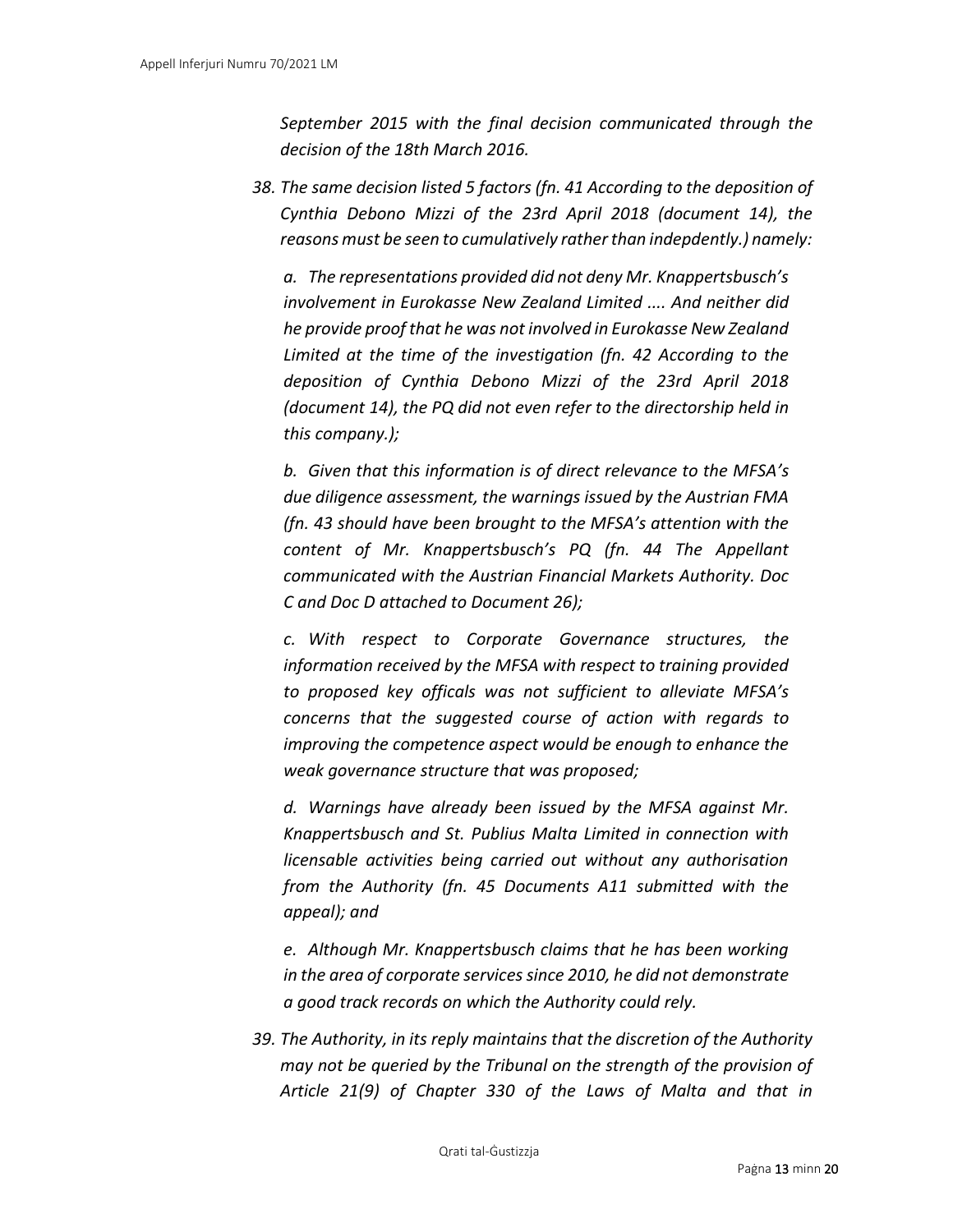*September 2015 with the final decision communicated through the decision of the 18th March 2016.*

*38. The same decision listed 5 factors (fn. 41 According to the deposition of Cynthia Debono Mizzi of the 23rd April 2018 (document 14), the reasons must be seen to cumulatively rather than indepdently.) namely:*

*a. The representations provided did not deny Mr. Knappertsbusch's involvement in Eurokasse New Zealand Limited .... And neither did he provide proof that he was not involved in Eurokasse New Zealand Limited at the time of the investigation (fn. 42 According to the deposition of Cynthia Debono Mizzi of the 23rd April 2018 (document 14), the PQ did not even refer to the directorship held in this company.);*

*b. Given that this information is of direct relevance to the MFSA's due diligence assessment, the warnings issued by the Austrian FMA (fn. 43 should have been brought to the MFSA's attention with the content of Mr. Knappertsbusch's PQ (fn. 44 The Appellant communicated with the Austrian Financial Markets Authority. Doc C and Doc D attached to Document 26);*

*c. With respect to Corporate Governance structures, the information received by the MFSA with respect to training provided to proposed key officals was not sufficient to alleviate MFSA's concerns that the suggested course of action with regards to improving the competence aspect would be enough to enhance the weak governance structure that was proposed;*

*d. Warnings have already been issued by the MFSA against Mr. Knappertsbusch and St. Publius Malta Limited in connection with licensable activities being carried out without any authorisation from the Authority (fn. 45 Documents A11 submitted with the appeal); and*

*e. Although Mr. Knappertsbusch claims that he has been working in the area of corporate services since 2010, he did not demonstrate a good track records on which the Authority could rely.*

*39. The Authority, in its reply maintains that the discretion of the Authority may not be queried by the Tribunal on the strength of the provision of Article 21(9) of Chapter 330 of the Laws of Malta and that in*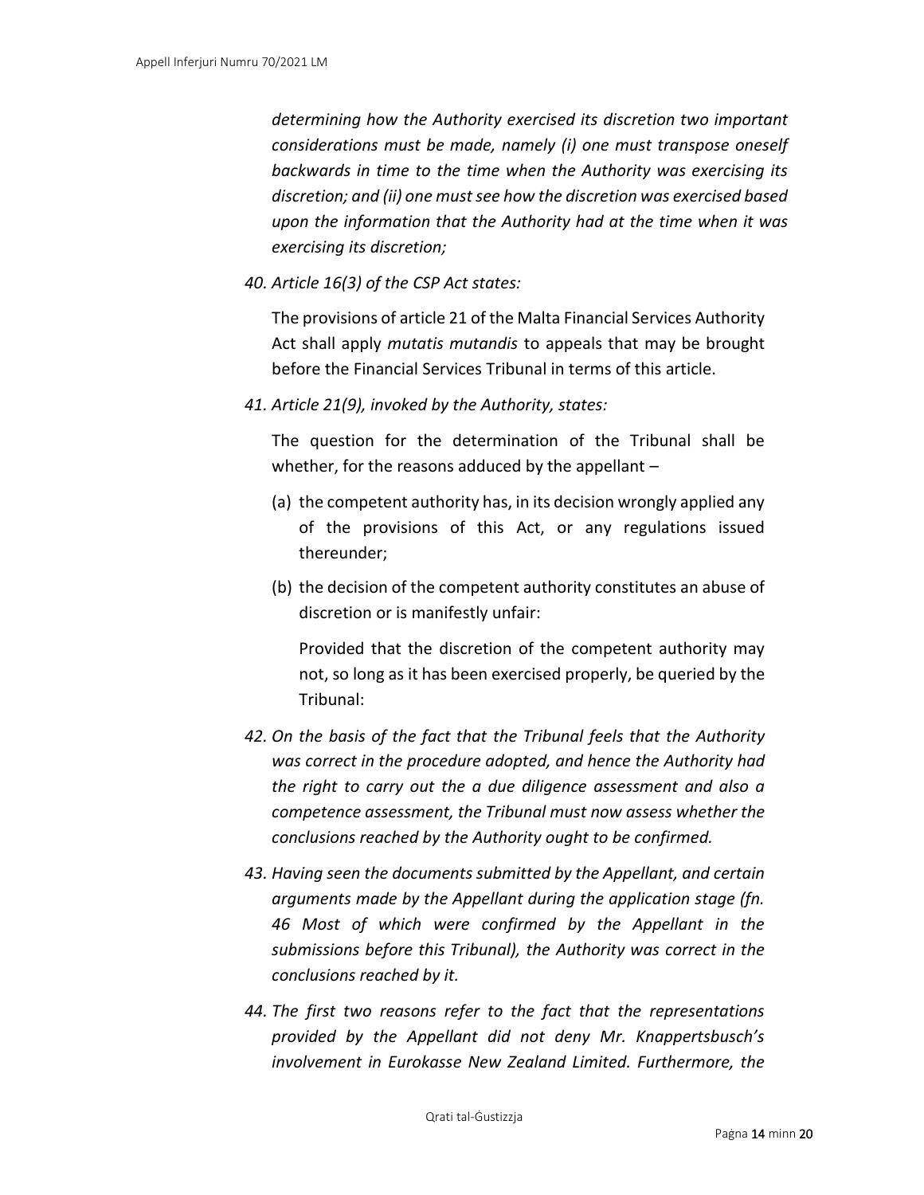*determining how the Authority exercised its discretion two important considerations must be made, namely (i) one must transpose oneself backwards in time to the time when the Authority was exercising its discretion; and (ii) one must see how the discretion was exercised based upon the information that the Authority had at the time when it was exercising its discretion;*

*40. Article 16(3) of the CSP Act states:*

The provisions of article 21 of the Malta Financial Services Authority Act shall apply *mutatis mutandis* to appeals that may be brought before the Financial Services Tribunal in terms of this article.

*41. Article 21(9), invoked by the Authority, states:*

The question for the determination of the Tribunal shall be whether, for the reasons adduced by the appellant –

(a) the competent authority has, in its decision wrongly applied any of the provisions of this Act, or any regulations issued thereunder;

(b) the decision of the competent authority constitutes an abuse of discretion or is manifestly unfair:

Provided that the discretion of the competent authority may not, so long as it has been exercised properly, be queried by the Tribunal:

*42. On the basis of the fact that the Tribunal feels that the Authority was correct in the procedure adopted, and hence the Authority had the right to carry out the a due diligence assessment and also a competence assessment, the Tribunal must now assess whether the conclusions reached by the Authority ought to be confirmed.*

*43. Having seen the documents submitted by the Appellant, and certain arguments made by the Appellant during the application stage (fn. 46 Most of which were confirmed by the Appellant in the submissions before this Tribunal), the Authority was correct in the conclusions reached by it.*

*44. The first two reasons refer to the fact that the representations provided by the Appellant did not deny Mr. Knappertsbusch's involvement in Eurokasse New Zealand Limited. Furthermore, the*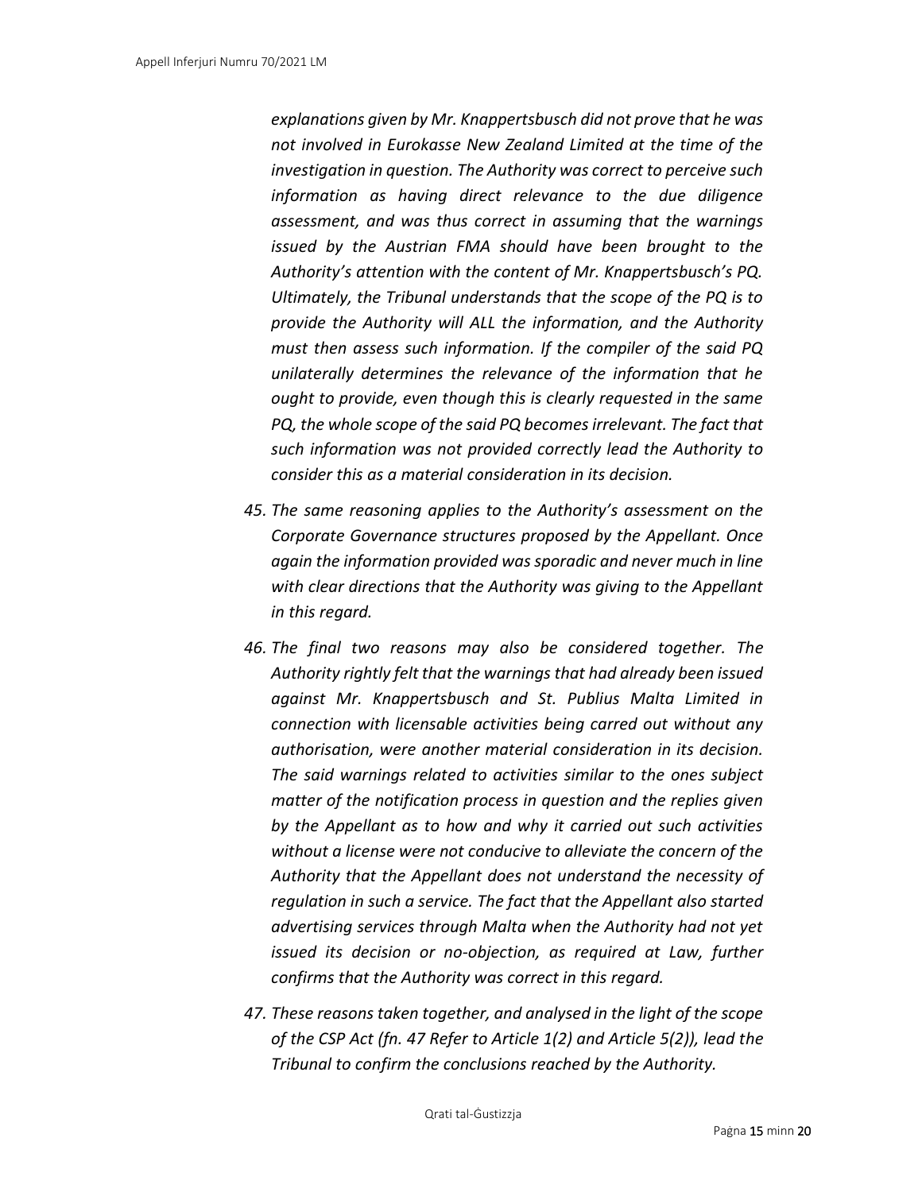*explanations given by Mr. Knappertsbusch did not prove that he was not involved in Eurokasse New Zealand Limited at the time of the investigation in question. The Authority was correct to perceive such information as having direct relevance to the due diligence assessment, and was thus correct in assuming that the warnings issued by the Austrian FMA should have been brought to the Authority's attention with the content of Mr. Knappertsbusch's PQ. Ultimately, the Tribunal understands that the scope of the PQ is to provide the Authority will ALL the information, and the Authority must then assess such information. If the compiler of the said PQ unilaterally determines the relevance of the information that he ought to provide, even though this is clearly requested in the same PQ, the whole scope of the said PQ becomes irrelevant. The fact that such information was not provided correctly lead the Authority to consider this as a material consideration in its decision.*

45. *The same reasoning applies to the Authority's assessment on the Corporate Governance structures proposed by the Appellant. Once again the information provided was sporadic and never much in line with clear directions that the Authority was giving to the Appellant in this regard.*

46. *The final two reasons may also be considered together. The Authority rightly felt that the warnings that had already been issued against Mr. Knappertsbusch and St. Publius Malta Limited in connection with licensable activities being carred out without any authorisation, were another material consideration in its decision. The said warnings related to activities similar to the ones subject matter of the notification process in question and the replies given by the Appellant as to how and why it carried out such activities without a license were not conducive to alleviate the concern of the Authority that the Appellant does not understand the necessity of regulation in such a service. The fact that the Appellant also started advertising services through Malta when the Authority had not yet issued its decision or no-objection, as required at Law, further confirms that the Authority was correct in this regard.*

47. *These reasons taken together, and analysed in the light of the scope of the CSP Act (fn. 47 Refer to Article 1(2) and Article 5(2)), lead the Tribunal to confirm the conclusions reached by the Authority.*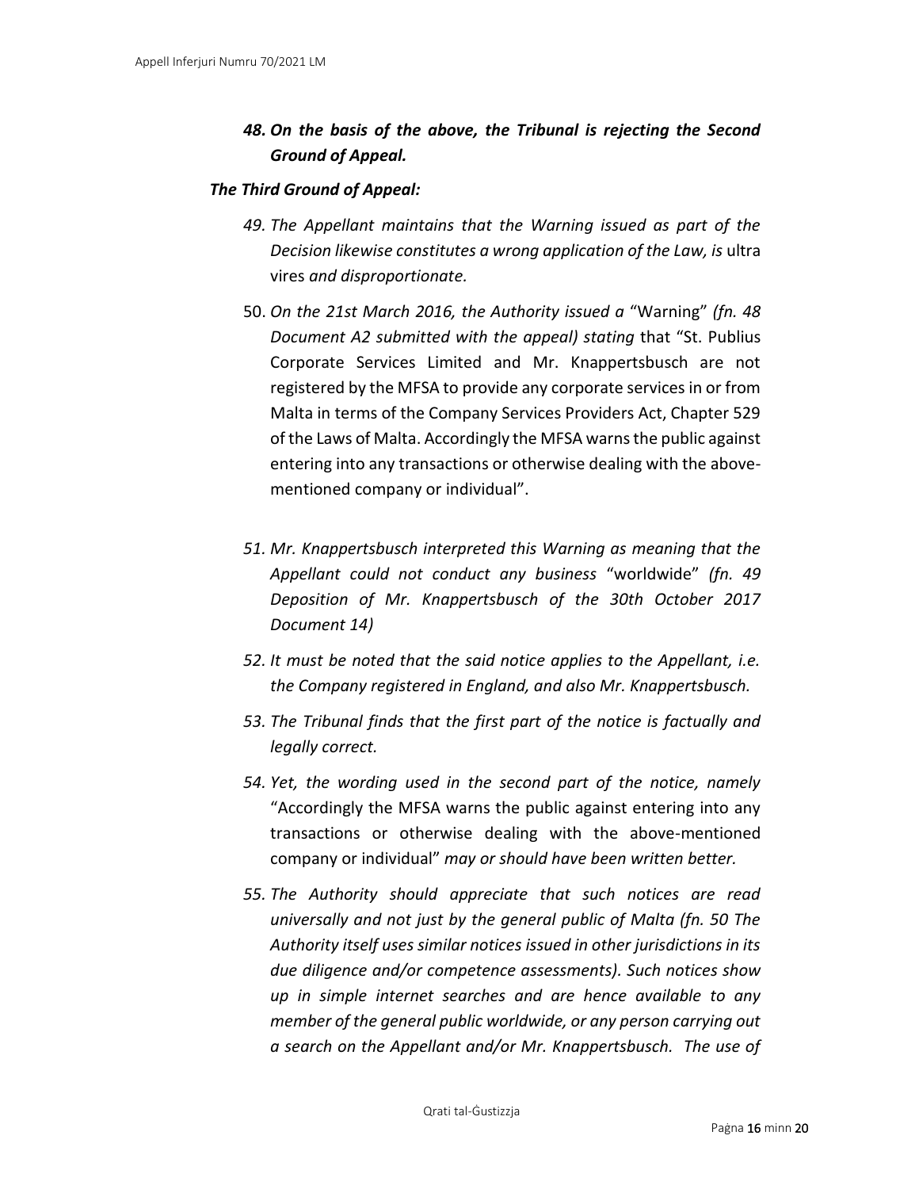*48. **On the basis of the above, the Tribunal is rejecting the Second Ground of Appeal.***

***The Third Ground of Appeal:***

*49. The Appellant maintains that the Warning issued as part of the Decision likewise constitutes a wrong application of the Law, is* ultra vires *and disproportionate.*

50. *On the 21st March 2016, the Authority issued a* "Warning" *(fn. 48 Document A2 submitted with the appeal) stating* that "St. Publius Corporate Services Limited and Mr. Knappertsbusch are not registered by the MFSA to provide any corporate services in or from Malta in terms of the Company Services Providers Act, Chapter 529 of the Laws of Malta. Accordingly the MFSA warns the public against entering into any transactions or otherwise dealing with the above-mentioned company or individual".

*51. Mr. Knappertsbusch interpreted this Warning as meaning that the Appellant could not conduct any business* "worldwide" *(fn. 49 Deposition of Mr. Knappertsbusch of the 30th October 2017 Document 14)*

*52. It must be noted that the said notice applies to the Appellant, i.e. the Company registered in England, and also Mr. Knappertsbusch.*

*53. The Tribunal finds that the first part of the notice is factually and legally correct.*

*54. Yet, the wording used in the second part of the notice, namely* "Accordingly the MFSA warns the public against entering into any transactions or otherwise dealing with the above-mentioned company or individual" *may or should have been written better.*

*55. The Authority should appreciate that such notices are read universally and not just by the general public of Malta (fn. 50 The Authority itself uses similar notices issued in other jurisdictions in its due diligence and/or competence assessments). Such notices show up in simple internet searches and are hence available to any member of the general public worldwide, or any person carrying out a search on the Appellant and/or Mr. Knappertsbusch. The use of*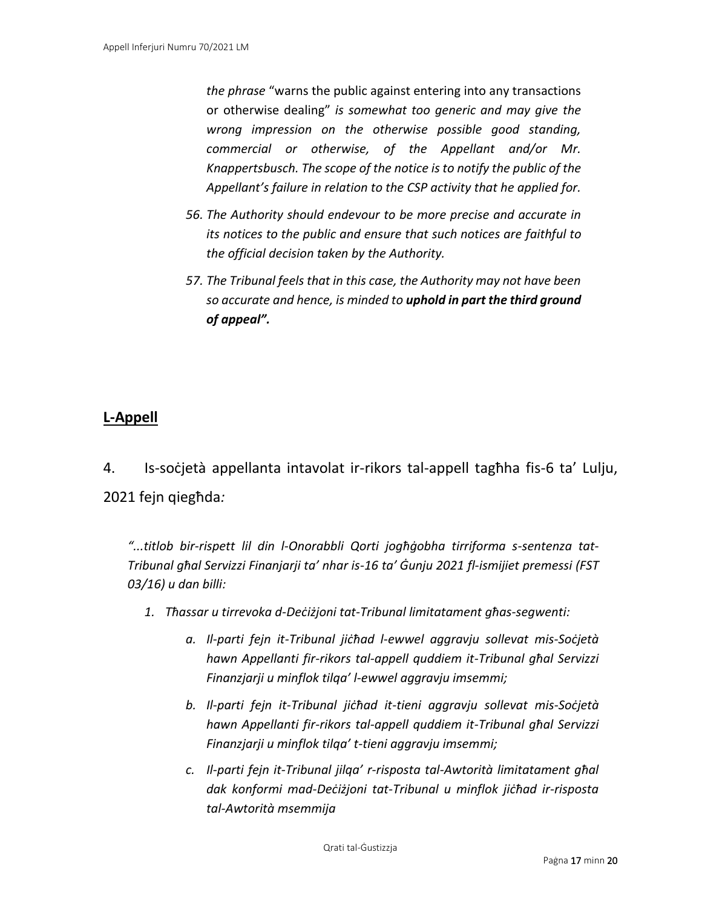*the phrase* "warns the public against entering into any transactions or otherwise dealing" *is somewhat too generic and may give the wrong impression on the otherwise possible good standing, commercial or otherwise, of the Appellant and/or Mr. Knappertsbusch. The scope of the notice is to notify the public of the Appellant's failure in relation to the CSP activity that he applied for.*

*56. The Authority should endevour to be more precise and accurate in its notices to the public and ensure that such notices are faithful to the official decision taken by the Authority.*

*57. The Tribunal feels that in this case, the Authority may not have been so accurate and hence, is minded to* ***uphold in part the third ground of appeal".***

## L-Appell

4. Is-soċjetà appellanta intavolat ir-rikors tal-appell tagħha fis-6 ta' Lulju, 2021 fejn qiegħda*:*

*"...titlob bir-rispett lil din l-Onorabbli Qorti jogħġobha tirriforma s-sentenza tat-Tribunal għal Servizzi Finanjarji ta' nhar is-16 ta' Ġunju 2021 fl-ismijiet premessi (FST 03/16) u dan billi:*

1. *Tħassar u tirrevoka d-Deċiżjoni tat-Tribunal limitatament għas-segwenti:*
    a. *Il-parti fejn it-Tribunal jiċħad l-ewwel aggravju sollevat mis-Soċjetà hawn Appellanti fir-rikors tal-appell quddiem it-Tribunal għal Servizzi Finanzjarji u minflok tilqa' l-ewwel aggravju imsemmi;*
    b. *Il-parti fejn it-Tribunal jiċħad it-tieni aggravju sollevat mis-Soċjetà hawn Appellanti fir-rikors tal-appell quddiem it-Tribunal għal Servizzi Finanzjarji u minflok tilqa' t-tieni aggravju imsemmi;*
    c. *Il-parti fejn it-Tribunal jilqa' r-risposta tal-Awtorità limitatament għal dak konformi mad-Deċiżjoni tat-Tribunal u minflok jiċħad ir-risposta tal-Awtorità msemmija*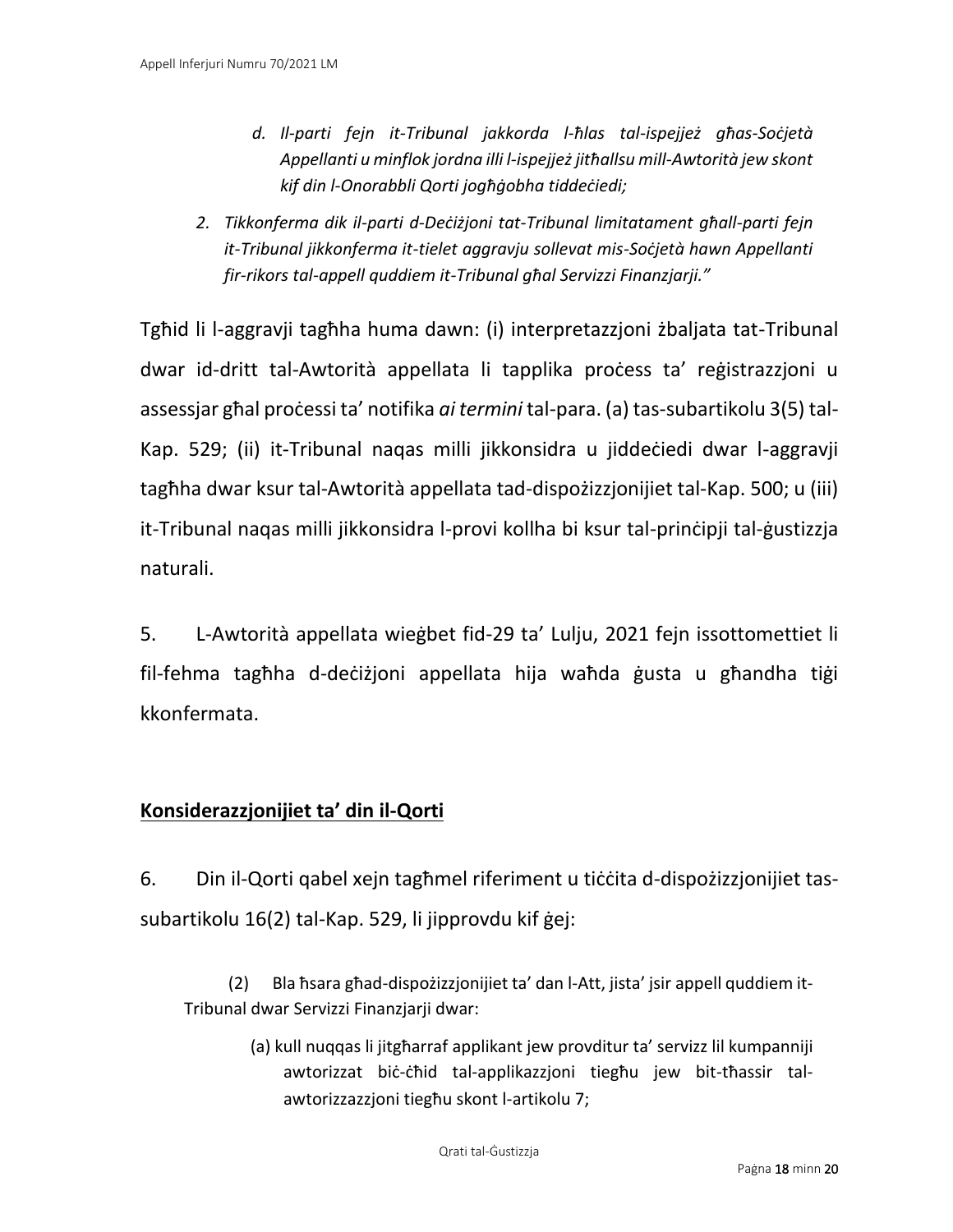*d. Il-parti fejn it-Tribunal jakkorda l-ħlas tal-ispejjeż għas-Soċjetà Appellanti u minflok jordna illi l-ispejjeż jitħallsu mill-Awtorità jew skont kif din l-Onorabbli Qorti jogħġobha tiddeċiedi;*

*2. Tikkonferma dik il-parti d-Deċiżjoni tat-Tribunal limitatament għall-parti fejn it-Tribunal jikkonferma it-tielet aggravju sollevat mis-Soċjetà hawn Appellanti fir-rikors tal-appell quddiem it-Tribunal għal Servizzi Finanzjarji."*

Tgħid li l-aggravji tagħha huma dawn: (i) interpretazzjoni żbaljata tat-Tribunal dwar id-dritt tal-Awtorità appellata li tapplika proċess ta' reġistrazzjoni u assessjar għal proċessi ta' notifika *ai termini* tal-para. (a) tas-subartikolu 3(5) tal-Kap. 529; (ii) it-Tribunal naqas milli jikkonsidra u jiddeċiedi dwar l-aggravji tagħha dwar ksur tal-Awtorità appellata tad-dispożizzjonijiet tal-Kap. 500; u (iii) it-Tribunal naqas milli jikkonsidra l-provi kollha bi ksur tal-prinċipji tal-ġustizzja naturali.

5. L-Awtorità appellata wieġbet fid-29 ta' Lulju, 2021 fejn issottomettiet li fil-fehma tagħha d-deċiżjoni appellata hija waħda ġusta u għandha tiġi kkonfermata.

## Konsiderazzjonijiet ta' din il-Qorti

6. Din il-Qorti qabel xejn tagħmel riferiment u tiċċita d-dispożizzjonijiet tas-subartikolu 16(2) tal-Kap. 529, li jipprovdu kif ġej:

> (2) Bla ħsara għad-dispożizzjonijiet ta' dan l-Att, jista' jsir appell quddiem it-Tribunal dwar Servizzi Finanzjarji dwar:
>
> (a) kull nuqqas li jitgħarraf applikant jew provditur ta' servizz lil kumpanniji awtorizzat biċ-ċħid tal-applikazzjoni tiegħu jew bit-tħassir tal-awtorizzazzjoni tiegħu skont l-artikolu 7;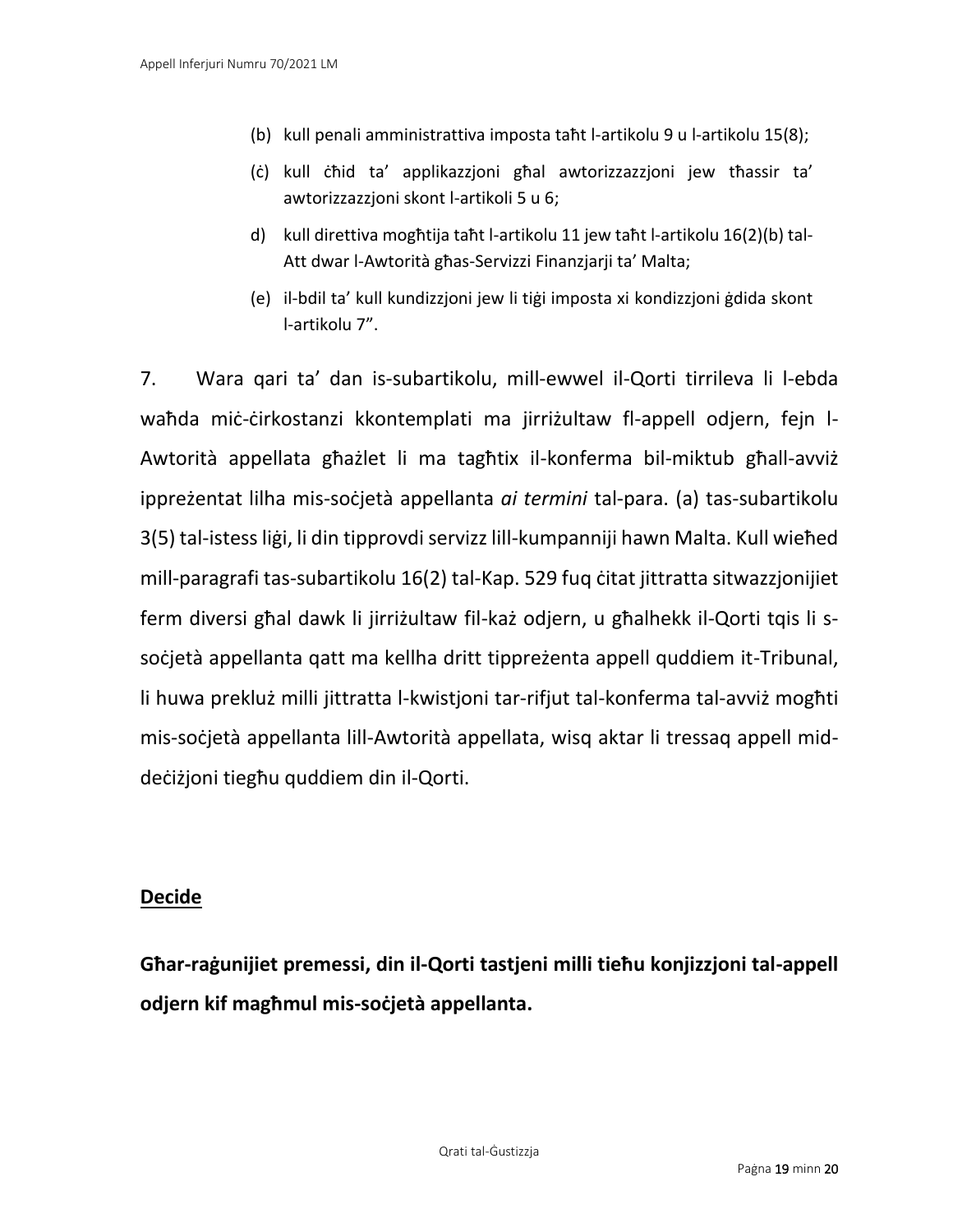(b) kull penali amministrattiva imposta taħt l-artikolu 9 u l-artikolu 15(8);

(ċ) kull ċħid ta' applikazzjoni għal awtorizzazzjoni jew tħassir ta' awtorizzazzjoni skont l-artikoli 5 u 6;

d) kull direttiva mogħtija taħt l-artikolu 11 jew taħt l-artikolu 16(2)(b) tal-Att dwar l-Awtorità għas-Servizzi Finanzjarji ta' Malta;

(e) il-bdil ta' kull kundizzjoni jew li tiġi imposta xi kondizzjoni ġdida skont l-artikolu 7".

7. Wara qari ta' dan is-subartikolu, mill-ewwel il-Qorti tirrileva li l-ebda waħda miċ-ċirkostanzi kkontemplati ma jirriżultaw fl-appell odjern, fejn l-Awtorità appellata għażlet li ma tagħtix il-konferma bil-miktub għall-avviż ippreżentat lilha mis-soċjetà appellanta *ai termini* tal-para. (a) tas-subartikolu 3(5) tal-istess liġi, li din tipprovdi servizz lill-kumpanniji hawn Malta. Kull wieħed mill-paragrafi tas-subartikolu 16(2) tal-Kap. 529 fuq ċitat jittratta sitwazzjonijiet ferm diversi għal dawk li jirriżultaw fil-każ odjern, u għalhekk il-Qorti tqis li s-soċjetà appellanta qatt ma kellha dritt tippreżenta appell quddiem it-Tribunal, li huwa prekluż milli jittratta l-kwistjoni tar-rifjut tal-konferma tal-avviż mogħti mis-soċjetà appellanta lill-Awtorità appellata, wisq aktar li tressaq appell mid-deċiżjoni tiegħu quddiem din il-Qorti.

## **Decide**

**Għar-raġunijiet premessi, din il-Qorti tastjeni milli tieħu konjizzjoni tal-appell odjern kif magħmul mis-soċjetà appellanta.**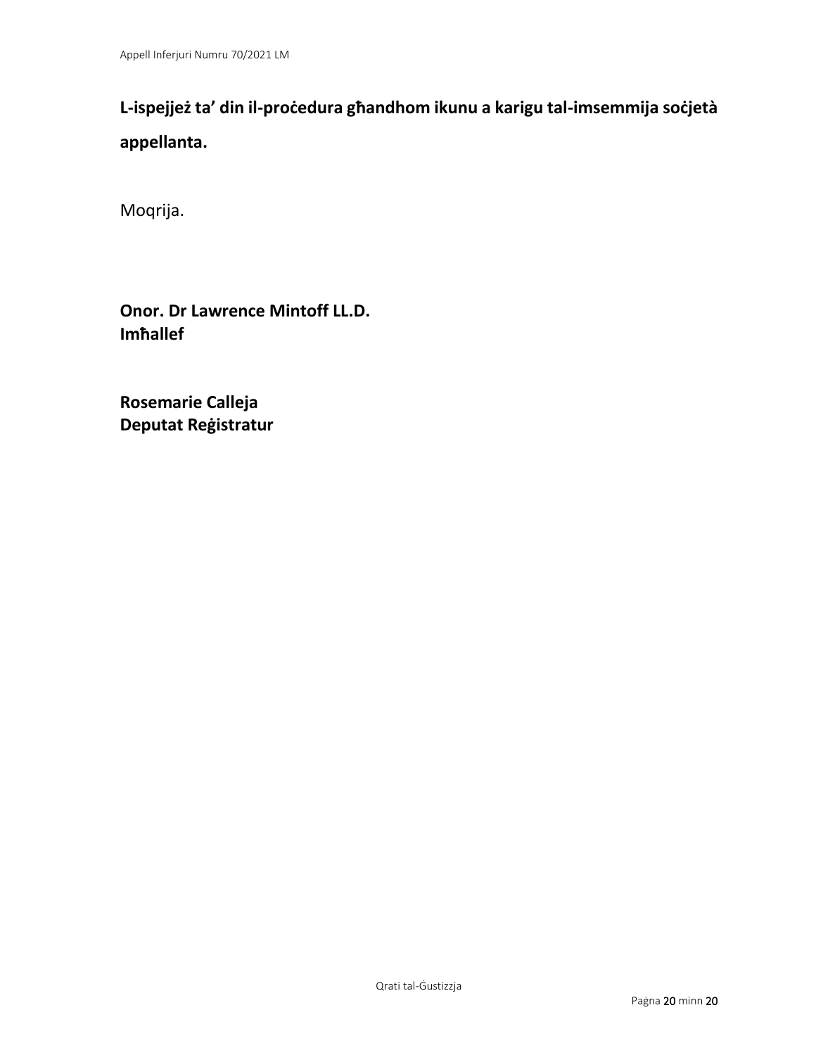**L-ispejjeż ta' din il-proċedura għandhom ikunu a karigu tal-imsemmija soċjetà appellanta.**

Moqrija.

**Onor. Dr Lawrence Mintoff LL.D.**
**Imħallef**

**Rosemarie Calleja**
**Deputat Reġistratur**